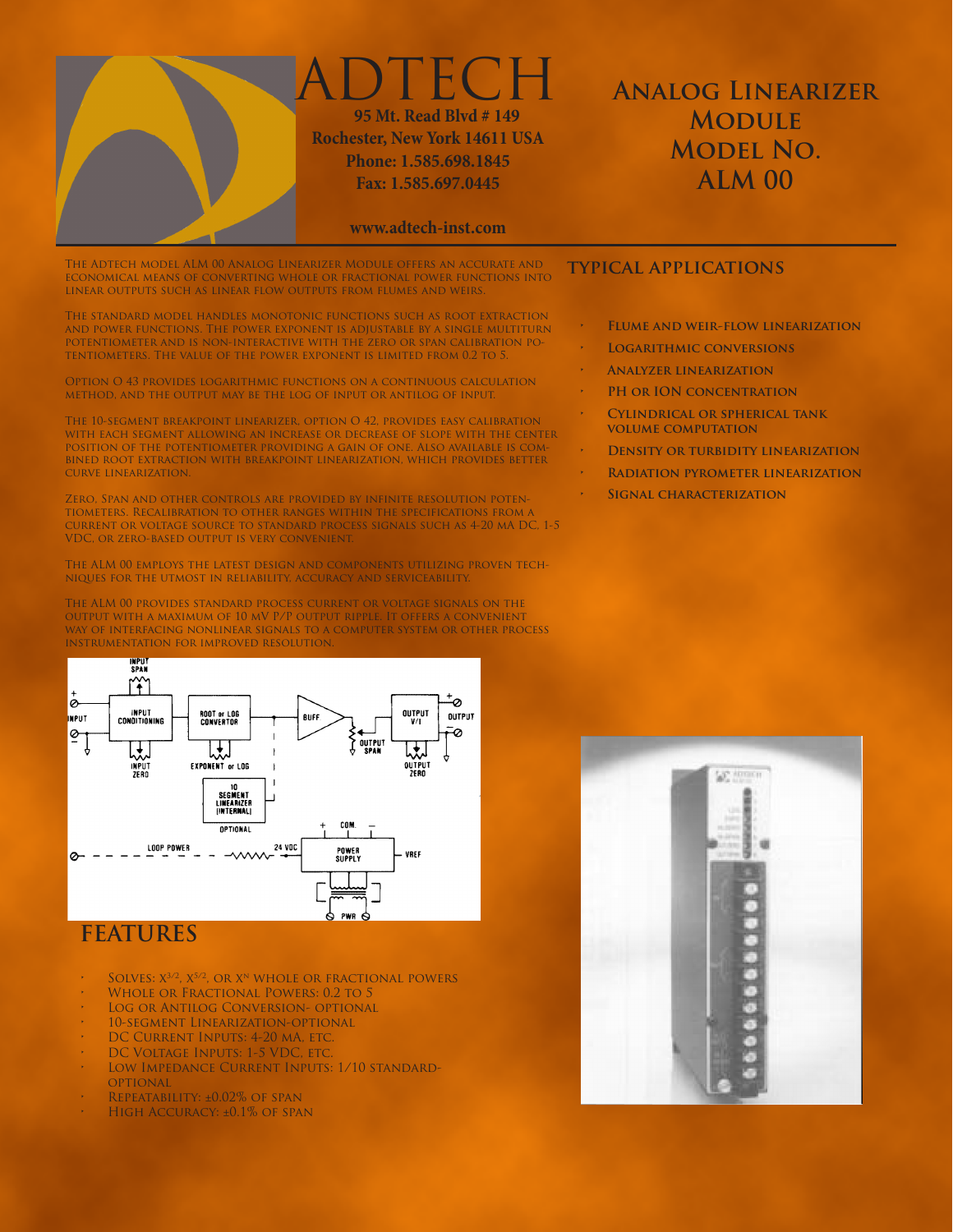# ADTECH

**95 Mt. Read Blvd # 149**
**Rochester, New York 14611 USA**
**Phone: 1.585.698.1845**
**Fax: 1.585.697.0445**

**www.adtech-inst.com**

# Analog Linearizer Module Model No. ALM 00

The Adtech model ALM 00 Analog Linearizer Module offers an accurate and economical means of converting whole or fractional power functions into linear outputs such as linear flow outputs from flumes and weirs.

The standard model handles monotonic functions such as root extraction and power functions. The power exponent is adjustable by a single multiturn potentiometer and is non-interactive with the zero or span calibration potentiometers. The value of the power exponent is limited from 0.2 to 5.

Option O 43 provides logarithmic functions on a continuous calculation method, and the output may be the log of input or antilog of input.

The 10-segment breakpoint linearizer, option O 42, provides easy calibration with each segment allowing an increase or decrease of slope with the center position of the potentiometer providing a gain of one. Also available is combined root extraction with breakpoint linearization, which provides better curve linearization.

Zero, Span and other controls are provided by infinite resolution potentiometers. Recalibration to other ranges within the specifications from a current or voltage source to standard process signals such as 4-20 mA DC, 1-5 VDC, or zero-based output is very convenient.

The ALM 00 employs the latest design and components utilizing proven techniques for the utmost in reliability, accuracy and serviceability.

The ALM 00 provides standard process current or voltage signals on the output with a maximum of 10 mV P/P output ripple. It offers a convenient way of interfacing nonlinear signals to a computer system or other process instrumentation for improved resolution.

## Typical Applications

- Flume and weir-flow linearization
- Logarithmic conversions
- Analyzer linearization
- PH or ION concentration
- Cylindrical or spherical tank volume computation
- Density or turbidity linearization
- Radiation pyrometer linearization
- Signal characterization

## Features

- Solves: $X^{3/2}$, $X^{5/2}$, or $X^N$ whole or fractional powers
- Whole or Fractional Powers: 0.2 to 5
- Log or Antilog Conversion- optional
- 10-segment Linearization-optional
- DC Current Inputs: 4-20 mA, etc.
- DC Voltage Inputs: 1-5 VDC, etc.
- Low Impedance Current Inputs: 1/10 standard-optional
- Repeatability: ±0.02% of span
- High Accuracy: ±0.1% of span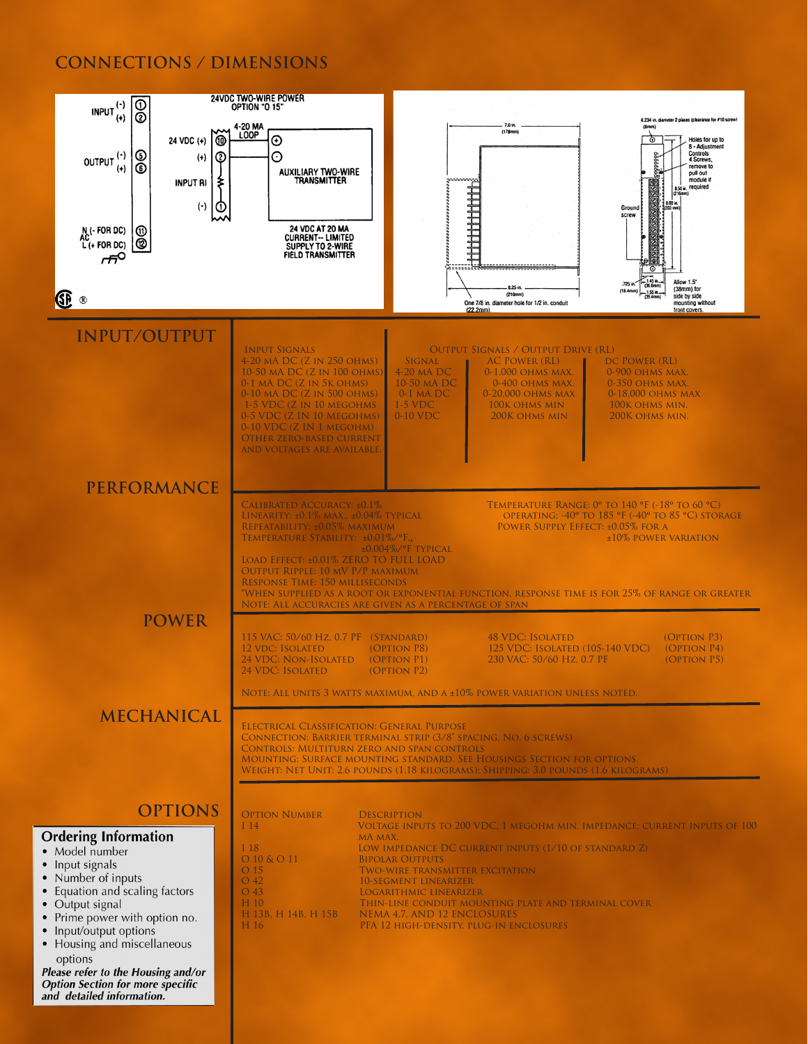# CONNECTIONS / DIMENSIONS

INPUT (-) 1
(+) 2

OUTPUT (-) 5
(+) 6

N (- FOR DC)
AC
L (+ FOR DC) 11 12

24VDC TWO-WIRE POWER
OPTION "O 15"

24 VDC (+) 10
(+) 2
INPUT RI
(-) 1

4-20 MA LOOP

AUXILIARY TWO-WIRE TRANSMITTER

24 VDC AT 20 MA CURRENT-- LIMITED SUPPLY TO 2-WIRE FIELD TRANSMITTER

7.0 in. (178mm)

8.25 in. (210mm)

One 7/8 in. diameter hole for 1/2 in. conduit (22.2mm)

0.234 in. diameter 2 places (clearance for #10 screw) (6mm)

Holes for up to 8 - Adjustment Controls 4 Screws, remove to pull out module if required

8.50 in. (216mm)

8.00 in. (203 mm)

Ground screw

.725 in. (18.4mm)

1.45 in. (36.8mm)

1.55 in. (39.4mm)

Allow 1.5" (38mm) for side by side mounting without front covers.

## INPUT/OUTPUT

| Input Signals | Output Signals / Output Drive (RL) | | |
|---|---|---|---|
| | Signal | AC Power (RL) | DC Power (RL) |
| 4-20 mA DC (Z in 250 ohms) | 4-20 mA DC | 0-1,000 ohms max. | 0-900 ohms max. |
| 10-50 mA DC (Z in 100 ohms) | 10-50 mA DC | 0-400 ohms max. | 0-350 ohms max. |
| 0-1 mA DC (Z in 5K ohms) | 0-1 mA DC | 0-20,000 ohms max | 0-18,000 ohms max |
| 0-10 mA DC (Z in 500 ohms) | 1-5 VDC | 100K ohms min | 100K ohms min. |
| 1-5 VDC (Z in 10 megohms) | 0-10 VDC | 200K ohms min | 200K ohms min. |
| 0-5 VDC (Z in 10 Megohms) | | | |
| 0-10 VDC (Z in 1 megohm) | | | |
| Other zero-based current and voltages are available. | | | |

## PERFORMANCE

Calibrated Accuracy: ±0.1%
Linearity: ±0.1% max., ±0.04% typical
Repeatability: ±0.05% maximum
Temperature Stability: ±0.01%/°F., ±0.004%/°F typical
Load Effect: ±0.01% zero to full load
Output Ripple: 10 mV p/p maximum
Response Time: 150 milliseconds

Temperature Range: 0° to 140 °F (-18° to 60 °C) operating: -40° to 185 °F (-40° to 85 °C) storage
Power Supply Effect: ±0.05% for a ±10% power variation

*When supplied as a root or exponential function, response time is for 25% of range or greater
Note: All accuracies are given as a percentage of span

## POWER

| | | | |
|---|---|---|---|
| 115 VAC: 50/60 Hz, 0.7 PF | (Standard) | 48 VDC: Isolated | (Option P3) |
| 12 VDC: Isolated | (Option P8) | 125 VDC: Isolated (105-140 VDC) | (Option P4) |
| 24 VDC: Non-Isolated | (Option P1) | 230 VAC: 50/60 Hz, 0.7 PF | (Option P5) |
| 24 VDC: Isolated | (Option P2) | | |

Note: All units 3 watts maximum, and a ±10% power variation unless noted.

## MECHANICAL

Electrical Classification: General Purpose
Connection: Barrier terminal strip (3/8" spacing, No. 6 screws)
Controls: Multiturn zero and span controls
Mounting: Surface mounting standard. See Housings Section for options.
Weight: Net Unit: 2.6 pounds (1.18 kilograms); Shipping: 3.0 pounds (1.6 kilograms)

## OPTIONS

| Option Number | Description |
|---|---|
| I 14 | Voltage inputs to 200 VDC, 1 megohm min. impedance; current inputs of 100 mA max. |
| I 18 | Low impedance DC current inputs (1/10 of standard Z) |
| O 10 & O 11 | Bipolar outputs |
| O 15 | Two-wire transmitter excitation |
| O 42 | 10-segment linearizer |
| O 43 | Logarithmic linearizer |
| H 10 | Thin-line conduit mounting plate and terminal cover |
| H 13B, H 14B, H 15B | NEMA 4,7, and 12 enclosures |
| H 16 | PFA 12 high-density, plug-in enclosures |

### Ordering Information

- Model number
- Input signals
- Number of inputs
- Equation and scaling factors
- Output signal
- Prime power with option no.
- Input/output options
- Housing and miscellaneous options

***Please refer to the Housing and/or Option Section for more specific and detailed information.***